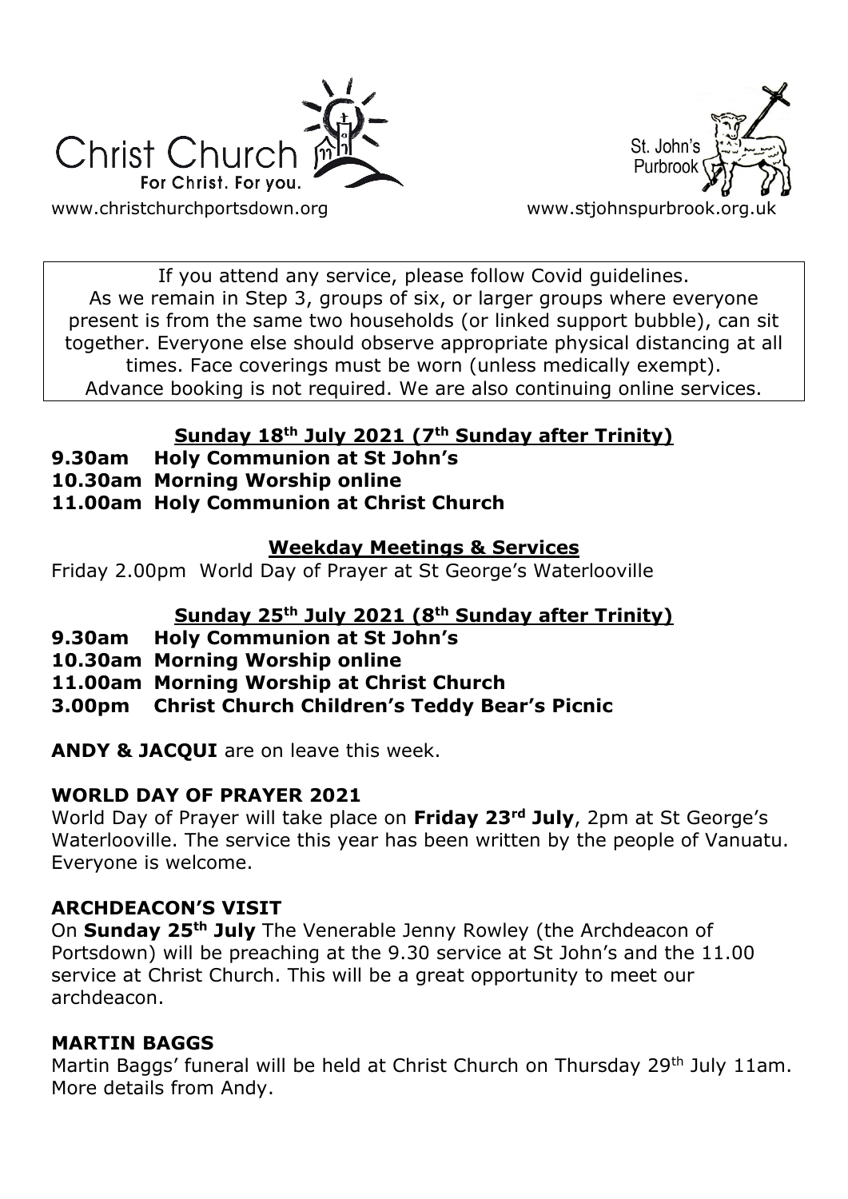Christ Church
For Christ. For you.

www.christchurchportsdown.org

St. John's Purbrook

www.stjohnspurbrook.org.uk

If you attend any service, please follow Covid guidelines. As we remain in Step 3, groups of six, or larger groups where everyone present is from the same two households (or linked support bubble), can sit together. Everyone else should observe appropriate physical distancing at all times. Face coverings must be worn (unless medically exempt). Advance booking is not required. We are also continuing online services.

## Sunday 18th July 2021 (7th Sunday after Trinity)

**9.30am Holy Communion at St John's**
**10.30am Morning Worship online**
**11.00am Holy Communion at Christ Church**

## Weekday Meetings & Services

Friday 2.00pm World Day of Prayer at St George's Waterlooville

## Sunday 25th July 2021 (8th Sunday after Trinity)

**9.30am Holy Communion at St John's**
**10.30am Morning Worship online**
**11.00am Morning Worship at Christ Church**
**3.00pm Christ Church Children's Teddy Bear's Picnic**

**ANDY & JACQUI** are on leave this week.

### WORLD DAY OF PRAYER 2021

World Day of Prayer will take place on **Friday 23rd July**, 2pm at St George's Waterlooville. The service this year has been written by the people of Vanuatu. Everyone is welcome.

### ARCHDEACON'S VISIT

On **Sunday 25th July** The Venerable Jenny Rowley (the Archdeacon of Portsdown) will be preaching at the 9.30 service at St John's and the 11.00 service at Christ Church. This will be a great opportunity to meet our archdeacon.

### MARTIN BAGGS

Martin Baggs' funeral will be held at Christ Church on Thursday 29th July 11am. More details from Andy.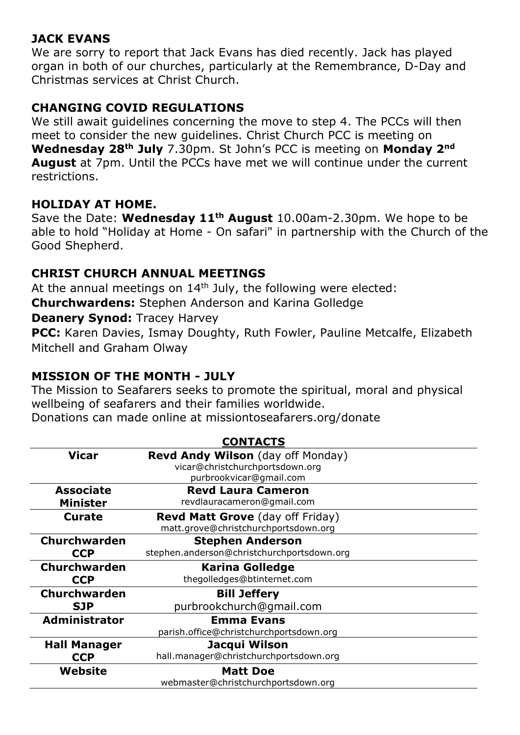## JACK EVANS

We are sorry to report that Jack Evans has died recently. Jack has played organ in both of our churches, particularly at the Remembrance, D-Day and Christmas services at Christ Church.

## CHANGING COVID REGULATIONS

We still await guidelines concerning the move to step 4. The PCCs will then meet to consider the new guidelines. Christ Church PCC is meeting on **Wednesday 28th July** 7.30pm. St John's PCC is meeting on **Monday 2nd August** at 7pm. Until the PCCs have met we will continue under the current restrictions.

## HOLIDAY AT HOME.

Save the Date: **Wednesday 11th August** 10.00am-2.30pm. We hope to be able to hold "Holiday at Home - On safari" in partnership with the Church of the Good Shepherd.

## CHRIST CHURCH ANNUAL MEETINGS

At the annual meetings on 14th July, the following were elected:

**Churchwardens:** Stephen Anderson and Karina Golledge

**Deanery Synod:** Tracey Harvey

**PCC:** Karen Davies, Ismay Doughty, Ruth Fowler, Pauline Metcalfe, Elizabeth Mitchell and Graham Olway

## MISSION OF THE MONTH - JULY

The Mission to Seafarers seeks to promote the spiritual, moral and physical wellbeing of seafarers and their families worldwide.
Donations can made online at missiontoseafarers.org/donate

## CONTACTS

| | |
|---|---|
| **Vicar** | **Revd Andy Wilson** (day off Monday)<br>vicar@christchurchportsdown.org<br>purbrookvicar@gmail.com |
| **Associate Minister** | **Revd Laura Cameron**<br>revdlauracameron@gmail.com |
| **Curate** | **Revd Matt Grove** (day off Friday)<br>matt.grove@christchurchportsdown.org |
| **Churchwarden CCP** | **Stephen Anderson**<br>stephen.anderson@christchurchportsdown.org |
| **Churchwarden CCP** | **Karina Golledge**<br>thegolledges@btinternet.com |
| **Churchwarden SJP** | **Bill Jeffery**<br>purbrookchurch@gmail.com |
| **Administrator** | **Emma Evans**<br>parish.office@christchurchportsdown.org |
| **Hall Manager CCP** | **Jacqui Wilson**<br>hall.manager@christchurchportsdown.org |
| **Website** | **Matt Doe**<br>webmaster@christchurchportsdown.org |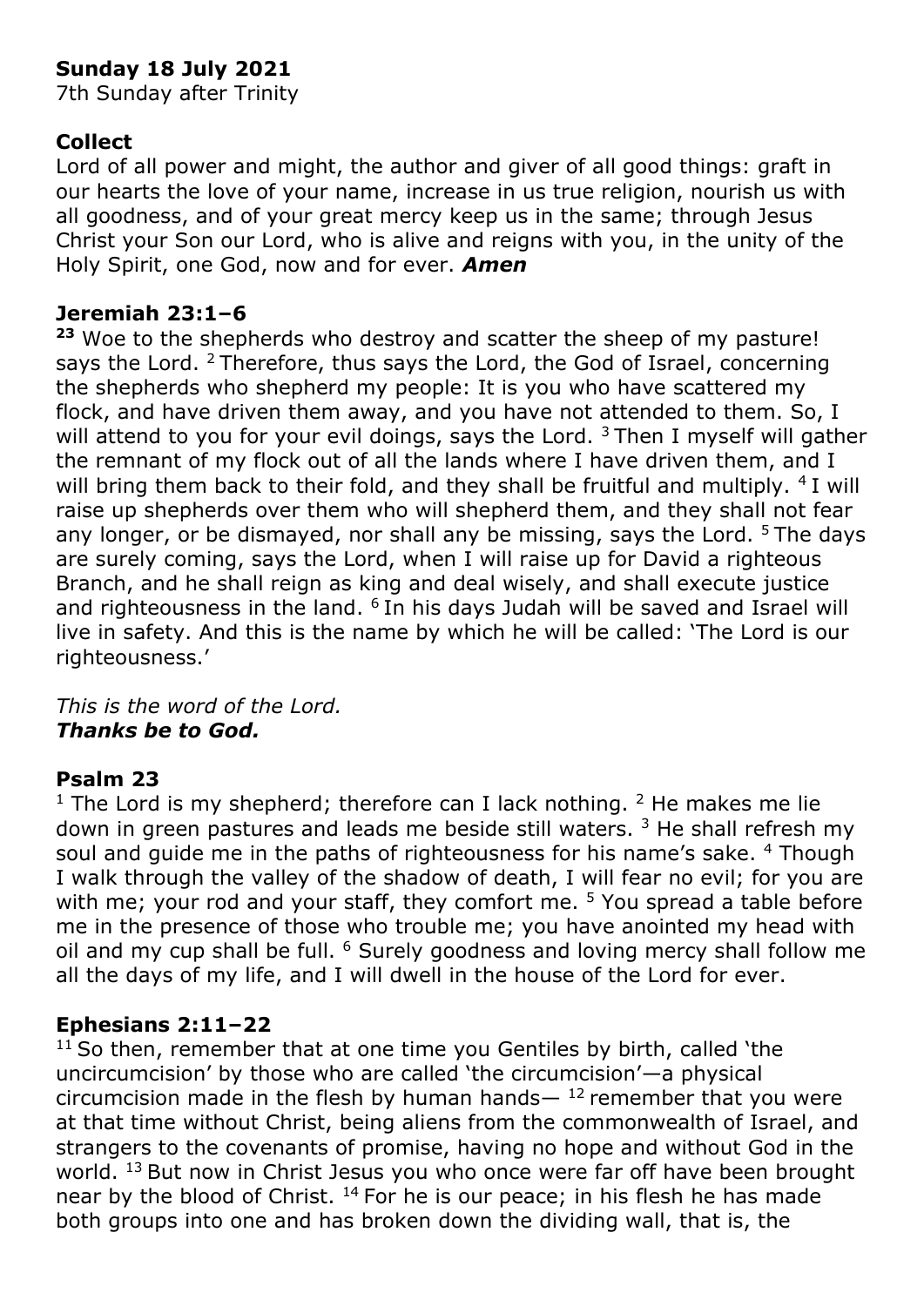**Sunday 18 July 2021**
7th Sunday after Trinity

**Collect**
Lord of all power and might, the author and giver of all good things: graft in our hearts the love of your name, increase in us true religion, nourish us with all goodness, and of your great mercy keep us in the same; through Jesus Christ your Son our Lord, who is alive and reigns with you, in the unity of the Holy Spirit, one God, now and for ever. ***Amen***

**Jeremiah 23:1–6**
**23** Woe to the shepherds who destroy and scatter the sheep of my pasture! says the Lord. [2] Therefore, thus says the Lord, the God of Israel, concerning the shepherds who shepherd my people: It is you who have scattered my flock, and have driven them away, and you have not attended to them. So, I will attend to you for your evil doings, says the Lord. [3] Then I myself will gather the remnant of my flock out of all the lands where I have driven them, and I will bring them back to their fold, and they shall be fruitful and multiply. [4] I will raise up shepherds over them who will shepherd them, and they shall not fear any longer, or be dismayed, nor shall any be missing, says the Lord. [5] The days are surely coming, says the Lord, when I will raise up for David a righteous Branch, and he shall reign as king and deal wisely, and shall execute justice and righteousness in the land. [6] In his days Judah will be saved and Israel will live in safety. And this is the name by which he will be called: 'The Lord is our righteousness.'

*This is the word of the Lord.*
***Thanks be to God.***

**Psalm 23**
[1] The Lord is my shepherd; therefore can I lack nothing. [2] He makes me lie down in green pastures and leads me beside still waters. [3] He shall refresh my soul and guide me in the paths of righteousness for his name's sake. [4] Though I walk through the valley of the shadow of death, I will fear no evil; for you are with me; your rod and your staff, they comfort me. [5] You spread a table before me in the presence of those who trouble me; you have anointed my head with oil and my cup shall be full. [6] Surely goodness and loving mercy shall follow me all the days of my life, and I will dwell in the house of the Lord for ever.

**Ephesians 2:11–22**
[11] So then, remember that at one time you Gentiles by birth, called 'the uncircumcision' by those who are called 'the circumcision'—a physical circumcision made in the flesh by human hands— [12] remember that you were at that time without Christ, being aliens from the commonwealth of Israel, and strangers to the covenants of promise, having no hope and without God in the world. [13] But now in Christ Jesus you who once were far off have been brought near by the blood of Christ. [14] For he is our peace; in his flesh he has made both groups into one and has broken down the dividing wall, that is, the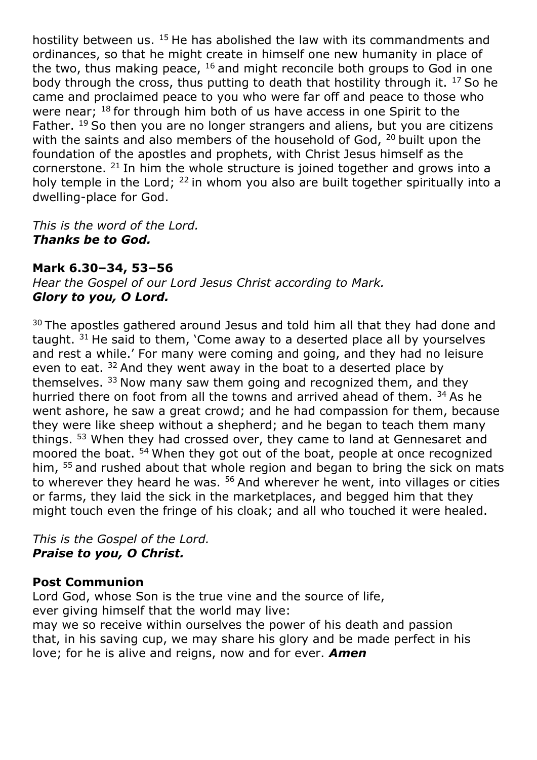hostility between us. [15] He has abolished the law with its commandments and ordinances, so that he might create in himself one new humanity in place of the two, thus making peace, [16] and might reconcile both groups to God in one body through the cross, thus putting to death that hostility through it. [17] So he came and proclaimed peace to you who were far off and peace to those who were near; [18] for through him both of us have access in one Spirit to the Father. [19] So then you are no longer strangers and aliens, but you are citizens with the saints and also members of the household of God, [20] built upon the foundation of the apostles and prophets, with Christ Jesus himself as the cornerstone. [21] In him the whole structure is joined together and grows into a holy temple in the Lord; [22] in whom you also are built together spiritually into a dwelling-place for God.

*This is the word of the Lord.*
***Thanks be to God.***

**Mark 6.30–34, 53–56**
*Hear the Gospel of our Lord Jesus Christ according to Mark.*
***Glory to you, O Lord.***

[30] The apostles gathered around Jesus and told him all that they had done and taught. [31] He said to them, 'Come away to a deserted place all by yourselves and rest a while.' For many were coming and going, and they had no leisure even to eat. [32] And they went away in the boat to a deserted place by themselves. [33] Now many saw them going and recognized them, and they hurried there on foot from all the towns and arrived ahead of them. [34] As he went ashore, he saw a great crowd; and he had compassion for them, because they were like sheep without a shepherd; and he began to teach them many things. [53] When they had crossed over, they came to land at Gennesaret and moored the boat. [54] When they got out of the boat, people at once recognized him, [55] and rushed about that whole region and began to bring the sick on mats to wherever they heard he was. [56] And wherever he went, into villages or cities or farms, they laid the sick in the marketplaces, and begged him that they might touch even the fringe of his cloak; and all who touched it were healed.

*This is the Gospel of the Lord.*
***Praise to you, O Christ.***

**Post Communion**
Lord God, whose Son is the true vine and the source of life,
ever giving himself that the world may live:
may we so receive within ourselves the power of his death and passion
that, in his saving cup, we may share his glory and be made perfect in his love; for he is alive and reigns, now and for ever. ***Amen***